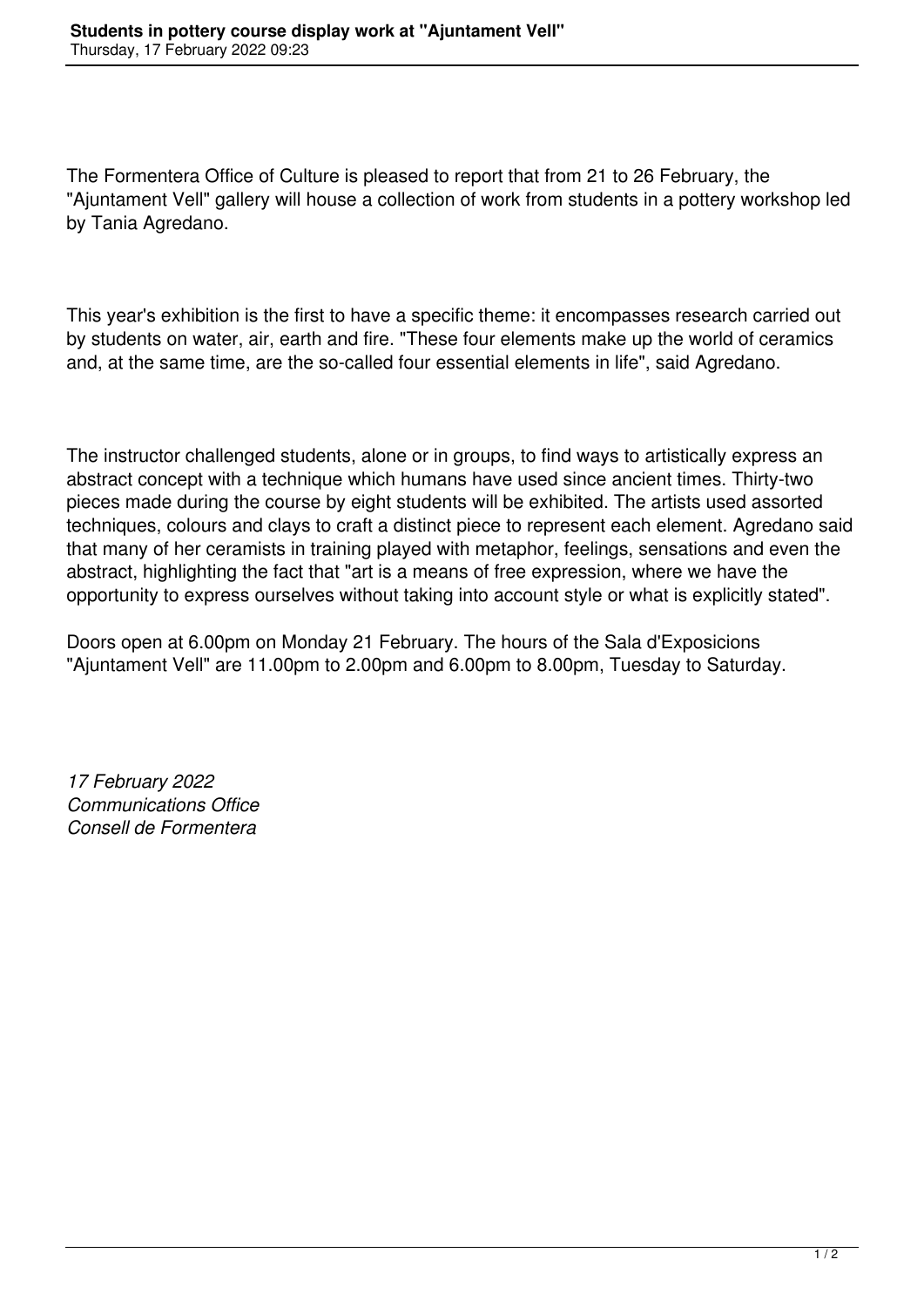# Students in pottery course display work at "Ajuntament Vell"

Thursday, 17 February 2022 09:23

The Formentera Office of Culture is pleased to report that from 21 to 26 February, the "Ajuntament Vell" gallery will house a collection of work from students in a pottery workshop led by Tania Agredano.

This year's exhibition is the first to have a specific theme: it encompasses research carried out by students on water, air, earth and fire. "These four elements make up the world of ceramics and, at the same time, are the so-called four essential elements in life", said Agredano.

The instructor challenged students, alone or in groups, to find ways to artistically express an abstract concept with a technique which humans have used since ancient times. Thirty-two pieces made during the course by eight students will be exhibited. The artists used assorted techniques, colours and clays to craft a distinct piece to represent each element. Agredano said that many of her ceramists in training played with metaphor, feelings, sensations and even the abstract, highlighting the fact that "art is a means of free expression, where we have the opportunity to express ourselves without taking into account style or what is explicitly stated".

Doors open at 6.00pm on Monday 21 February. The hours of the Sala d'Exposicions "Ajuntament Vell" are 11.00pm to 2.00pm and 6.00pm to 8.00pm, Tuesday to Saturday.

*17 February 2022*
*Communications Office*
*Consell de Formentera*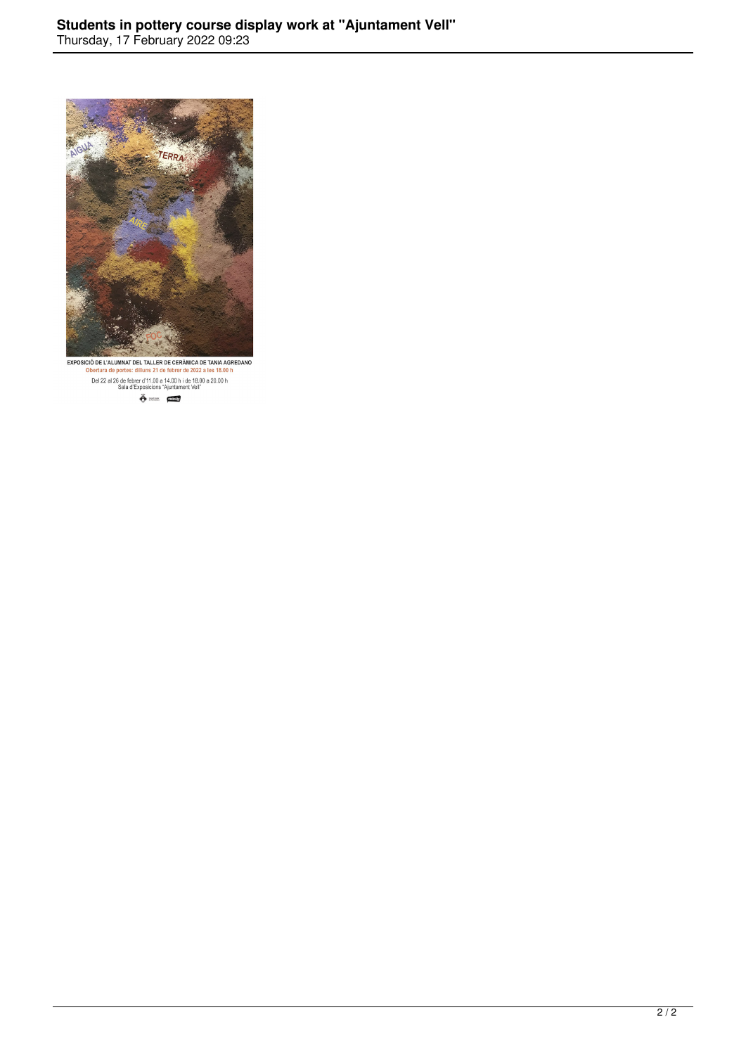EXPOSICIÓ DE L'ALUMNAT DEL TALLER DE CERÀMICA DE TANIA AGREDANO

Obertura de portes: dilluns 21 de febrer de 2022 a les 18.00 h

Del 22 al 26 de febrer d'11.00 a 14.00 h i de 18.00 a 20.00 h

Sala d'Exposicions "Ajuntament Vell"